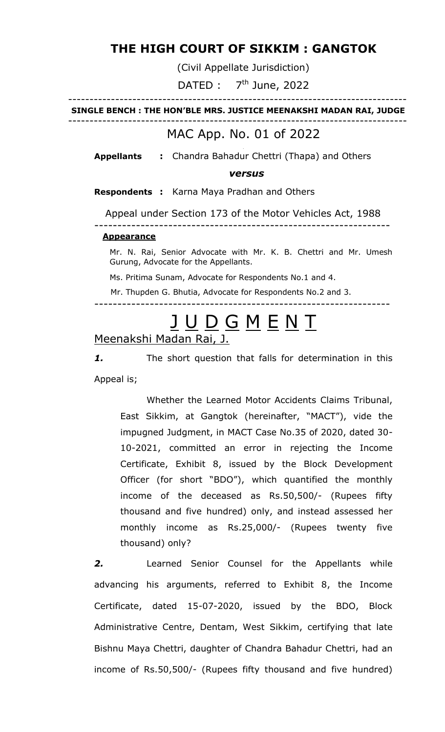# THE HIGH COURT OF SIKKIM : GANGTOK

(Civil Appellate Jurisdiction)

DATED : 7th June, 2022

---

**SINGLE BENCH : THE HON'BLE MRS. JUSTICE MEENAKSHI MADAN RAI, JUDGE**

---

## MAC App. No. 01 of 2022

**Appellants :** Chandra Bahadur Chettri (Thapa) and Others

***versus***

**Respondents :** Karna Maya Pradhan and Others

Appeal under Section 173 of the Motor Vehicles Act, 1988

---

**Appearance**

Mr. N. Rai, Senior Advocate with Mr. K. B. Chettri and Mr. Umesh Gurung, Advocate for the Appellants.

Ms. Pritima Sunam, Advocate for Respondents No.1 and 4.

Mr. Thupden G. Bhutia, Advocate for Respondents No.2 and 3.

---

# J U D G M E N T

Meenakshi Madan Rai, J.

***1.*** The short question that falls for determination in this Appeal is;

> Whether the Learned Motor Accidents Claims Tribunal, East Sikkim, at Gangtok (hereinafter, "MACT"), vide the impugned Judgment, in MACT Case No.35 of 2020, dated 30-10-2021, committed an error in rejecting the Income Certificate, Exhibit 8, issued by the Block Development Officer (for short "BDO"), which quantified the monthly income of the deceased as Rs.50,500/- (Rupees fifty thousand and five hundred) only, and instead assessed her monthly income as Rs.25,000/- (Rupees twenty five thousand) only?

***2.*** Learned Senior Counsel for the Appellants while advancing his arguments, referred to Exhibit 8, the Income Certificate, dated 15-07-2020, issued by the BDO, Block Administrative Centre, Dentam, West Sikkim, certifying that late Bishnu Maya Chettri, daughter of Chandra Bahadur Chettri, had an income of Rs.50,500/- (Rupees fifty thousand and five hundred)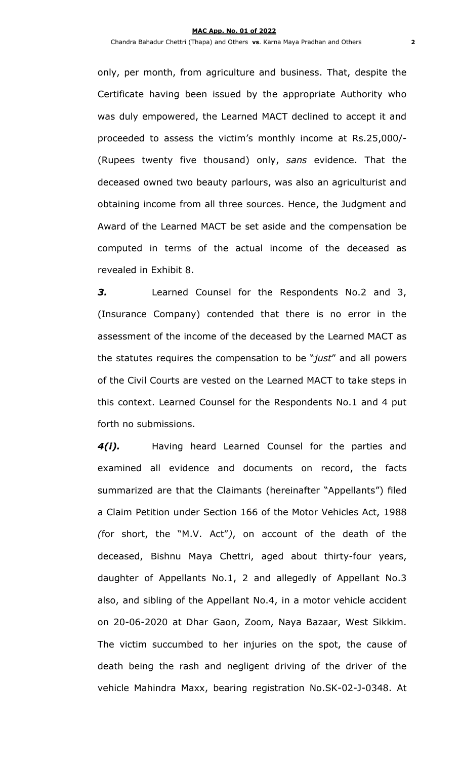only, per month, from agriculture and business. That, despite the Certificate having been issued by the appropriate Authority who was duly empowered, the Learned MACT declined to accept it and proceeded to assess the victim's monthly income at Rs.25,000/- (Rupees twenty five thousand) only, *sans* evidence. That the deceased owned two beauty parlours, was also an agriculturist and obtaining income from all three sources. Hence, the Judgment and Award of the Learned MACT be set aside and the compensation be computed in terms of the actual income of the deceased as revealed in Exhibit 8.

***3.*** Learned Counsel for the Respondents No.2 and 3, (Insurance Company) contended that there is no error in the assessment of the income of the deceased by the Learned MACT as the statutes requires the compensation to be "*just*" and all powers of the Civil Courts are vested on the Learned MACT to take steps in this context. Learned Counsel for the Respondents No.1 and 4 put forth no submissions.

***4(i).*** Having heard Learned Counsel for the parties and examined all evidence and documents on record, the facts summarized are that the Claimants (hereinafter "Appellants") filed a Claim Petition under Section 166 of the Motor Vehicles Act, 1988 *(*for short, the "M.V. Act"*)*, on account of the death of the deceased, Bishnu Maya Chettri, aged about thirty-four years, daughter of Appellants No.1, 2 and allegedly of Appellant No.3 also, and sibling of the Appellant No.4, in a motor vehicle accident on 20-06-2020 at Dhar Gaon, Zoom, Naya Bazaar, West Sikkim. The victim succumbed to her injuries on the spot, the cause of death being the rash and negligent driving of the driver of the vehicle Mahindra Maxx, bearing registration No.SK-02-J-0348. At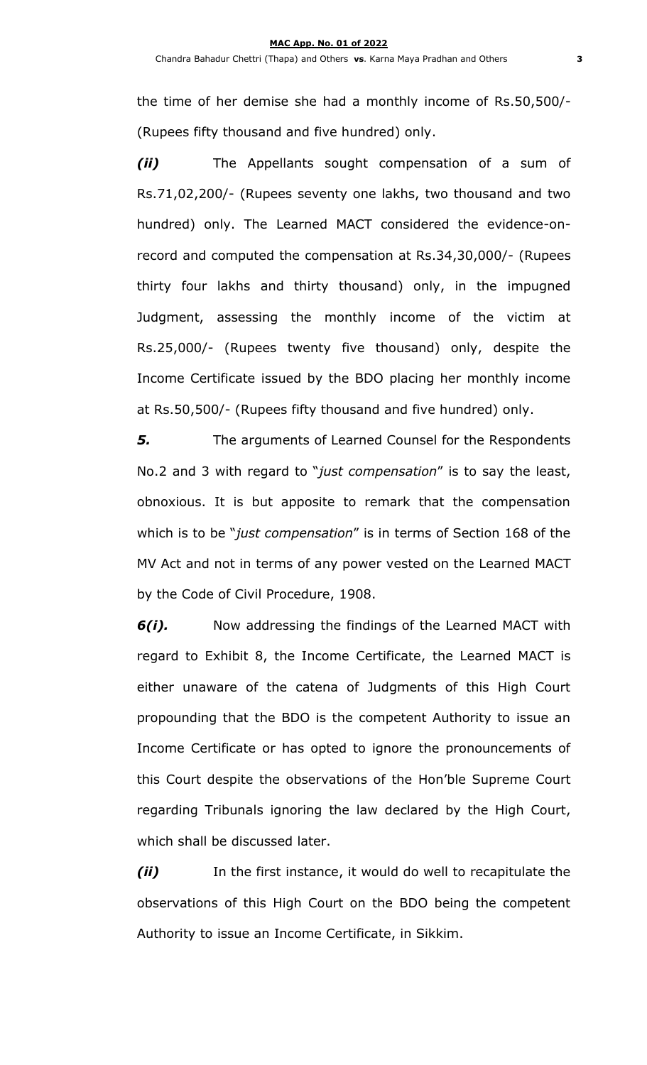the time of her demise she had a monthly income of Rs.50,500/- (Rupees fifty thousand and five hundred) only.

***(ii)*** The Appellants sought compensation of a sum of Rs.71,02,200/- (Rupees seventy one lakhs, two thousand and two hundred) only. The Learned MACT considered the evidence-on-record and computed the compensation at Rs.34,30,000/- (Rupees thirty four lakhs and thirty thousand) only, in the impugned Judgment, assessing the monthly income of the victim at Rs.25,000/- (Rupees twenty five thousand) only, despite the Income Certificate issued by the BDO placing her monthly income at Rs.50,500/- (Rupees fifty thousand and five hundred) only.

***5.*** The arguments of Learned Counsel for the Respondents No.2 and 3 with regard to "*just compensation*" is to say the least, obnoxious. It is but apposite to remark that the compensation which is to be "*just compensation*" is in terms of Section 168 of the MV Act and not in terms of any power vested on the Learned MACT by the Code of Civil Procedure, 1908.

***6(i).*** Now addressing the findings of the Learned MACT with regard to Exhibit 8, the Income Certificate, the Learned MACT is either unaware of the catena of Judgments of this High Court propounding that the BDO is the competent Authority to issue an Income Certificate or has opted to ignore the pronouncements of this Court despite the observations of the Hon'ble Supreme Court regarding Tribunals ignoring the law declared by the High Court, which shall be discussed later.

***(ii)*** In the first instance, it would do well to recapitulate the observations of this High Court on the BDO being the competent Authority to issue an Income Certificate, in Sikkim.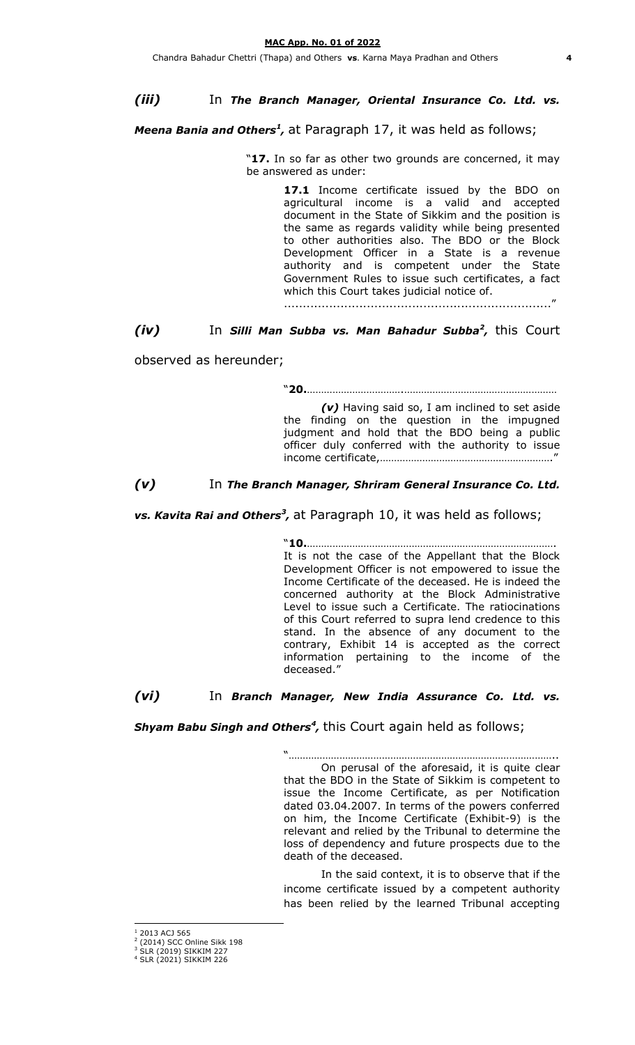*(iii)* In ***The Branch Manager, Oriental Insurance Co. Ltd. vs. Meena Bania and Others[1],*** at Paragraph 17, it was held as follows;

> "**17.** In so far as other two grounds are concerned, it may be answered as under:
>
> **17.1** Income certificate issued by the BDO on agricultural income is a valid and accepted document in the State of Sikkim and the position is the same as regards validity while being presented to other authorities also. The BDO or the Block Development Officer in a State is a revenue authority and is competent under the State Government Rules to issue such certificates, a fact which this Court takes judicial notice of.
> ......................................................................"

*(iv)* In ***Silli Man Subba vs. Man Bahadur Subba[2],*** this Court observed as hereunder;

> "**20.**…………………………….………………………………………………
>
> *(v)* Having said so, I am inclined to set aside the finding on the question in the impugned judgment and hold that the BDO being a public officer duly conferred with the authority to issue income certificate,……………………………………………………"

*(v)* In ***The Branch Manager, Shriram General Insurance Co. Ltd. vs. Kavita Rai and Others[3],*** at Paragraph 10, it was held as follows;

> "**10.**……………………………………………………………………………
> It is not the case of the Appellant that the Block Development Officer is not empowered to issue the Income Certificate of the deceased. He is indeed the concerned authority at the Block Administrative Level to issue such a Certificate. The ratiocinations of this Court referred to supra lend credence to this stand. In the absence of any document to the contrary, Exhibit 14 is accepted as the correct information pertaining to the income of the deceased."

*(vi)* In ***Branch Manager, New India Assurance Co. Ltd. vs. Shyam Babu Singh and Others[4],*** this Court again held as follows;

> "…………………………………………………………………………………..
>
> On perusal of the aforesaid, it is quite clear that the BDO in the State of Sikkim is competent to issue the Income Certificate, as per Notification dated 03.04.2007. In terms of the powers conferred on him, the Income Certificate (Exhibit-9) is the relevant and relied by the Tribunal to determine the loss of dependency and future prospects due to the death of the deceased.
>
> In the said context, it is to observe that if the income certificate issued by a competent authority has been relied by the learned Tribunal accepting

---

[1] 2013 ACJ 565
[2] (2014) SCC Online Sikk 198
[3] SLR (2019) SIKKIM 227
[4] SLR (2021) SIKKIM 226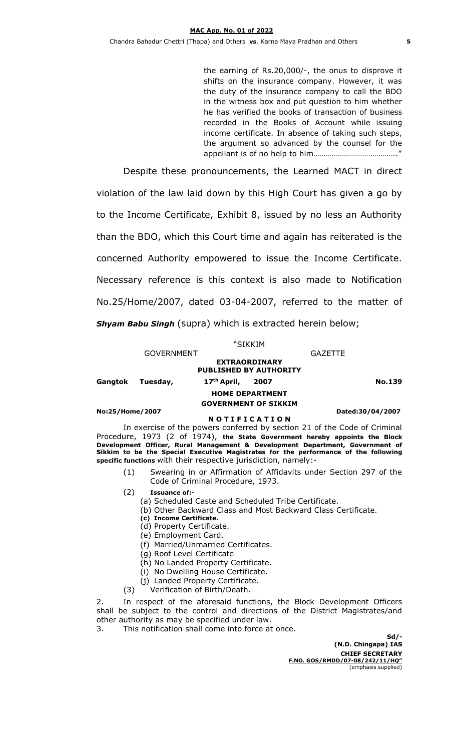> the earning of Rs.20,000/-, the onus to disprove it shifts on the insurance company. However, it was the duty of the insurance company to call the BDO in the witness box and put question to him whether he has verified the books of transaction of business recorded in the Books of Account while issuing income certificate. In absence of taking such steps, the argument so advanced by the counsel for the appellant is of no help to him…………………………………."

Despite these pronouncements, the Learned MACT in direct violation of the law laid down by this High Court has given a go by to the Income Certificate, Exhibit 8, issued by no less an Authority than the BDO, which this Court time and again has reiterated is the concerned Authority empowered to issue the Income Certificate. Necessary reference is this context is also made to Notification No.25/Home/2007, dated 03-04-2007, referred to the matter of ***Shyam Babu Singh*** (supra) which is extracted herein below;

> "SIKKIM
>
> GOVERNMENT GAZETTE
>
> **EXTRAORDINARY**
> **PUBLISHED BY AUTHORITY**
>
> **Gangtok Tuesday, 17th April, 2007 No.139**
>
> **HOME DEPARTMENT**
> **GOVERNMENT OF SIKKIM**
>
> **No:25/Home/2007 Dated:30/04/2007**
>
> **N O T I F I C A T I O N**
>
> In exercise of the powers conferred by section 21 of the Code of Criminal Procedure, 1973 (2 of 1974), **the State Government hereby appoints the Block Development Officer, Rural Management & Development Department, Government of Sikkim to be the Special Executive Magistrates for the performance of the following specific functions** with their respective jurisdiction, namely:-
>
> (1) Swearing in or Affirmation of Affidavits under Section 297 of the Code of Criminal Procedure, 1973.
>
> (2) **Issuance of:-**
>
> (a) Scheduled Caste and Scheduled Tribe Certificate.
> (b) Other Backward Class and Most Backward Class Certificate.
> **(c) Income Certificate.**
> (d) Property Certificate.
> (e) Employment Card.
> (f) Married/Unmarried Certificates.
> (g) Roof Level Certificate
> (h) No Landed Property Certificate.
> (i) No Dwelling House Certificate.
> (j) Landed Property Certificate.
>
> (3) Verification of Birth/Death.
>
> 2. In respect of the aforesaid functions, the Block Development Officers shall be subject to the control and directions of the District Magistrates/and other authority as may be specified under law.
>
> 3. This notification shall come into force at once.
>
> **Sd/-**
> **(N.D. Chingapa) IAS**
> **CHIEF SECRETARY**
> **F.NO. GOS/RMDD/07-08/242/11/HQ"**
> (emphasis supplied)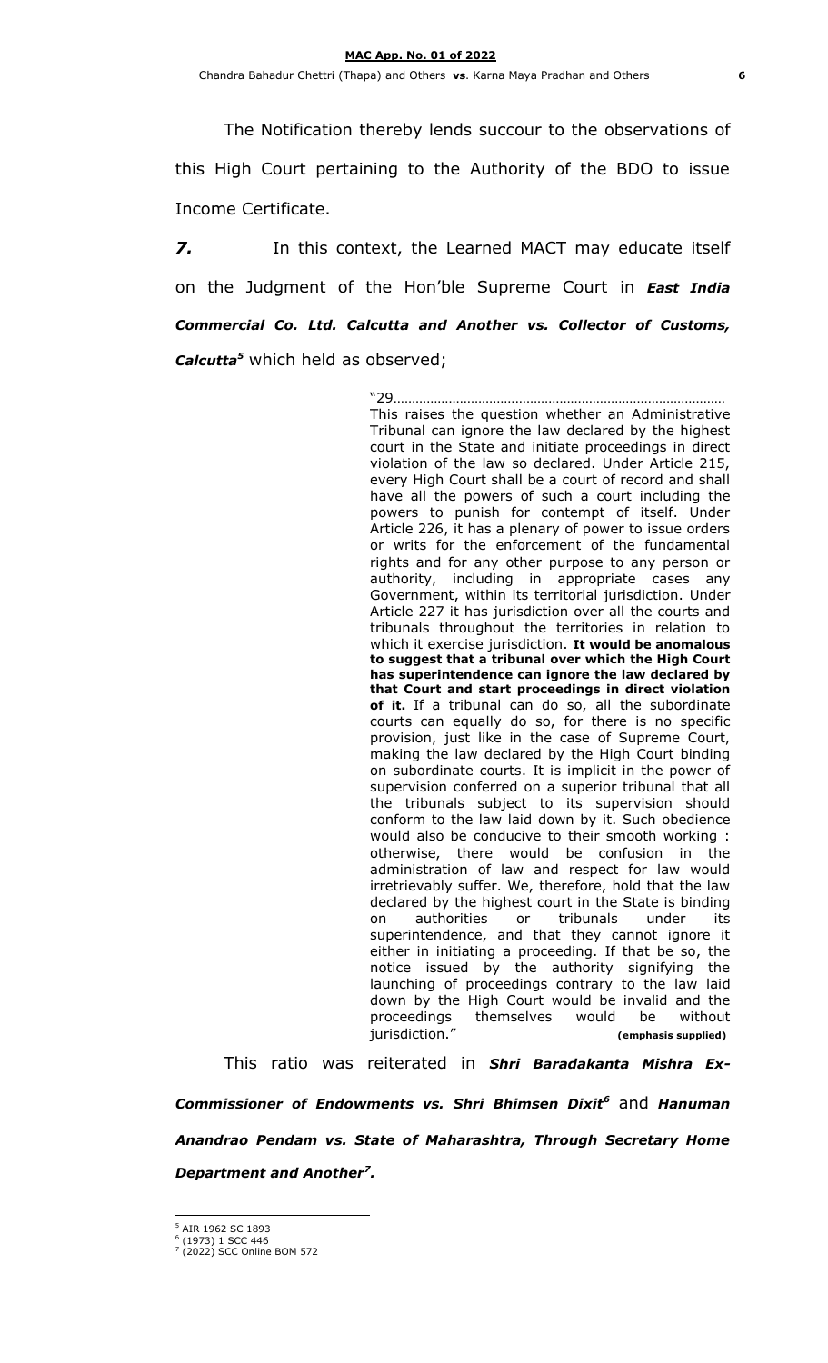The Notification thereby lends succour to the observations of this High Court pertaining to the Authority of the BDO to issue Income Certificate.

***7.*** In this context, the Learned MACT may educate itself on the Judgment of the Hon'ble Supreme Court in ***East India Commercial Co. Ltd. Calcutta and Another vs. Collector of Customs, Calcutta***[5] which held as observed;

> "29………………………………………………………………………………
> This raises the question whether an Administrative Tribunal can ignore the law declared by the highest court in the State and initiate proceedings in direct violation of the law so declared. Under Article 215, every High Court shall be a court of record and shall have all the powers of such a court including the powers to punish for contempt of itself. Under Article 226, it has a plenary of power to issue orders or writs for the enforcement of the fundamental rights and for any other purpose to any person or authority, including in appropriate cases any Government, within its territorial jurisdiction. Under Article 227 it has jurisdiction over all the courts and tribunals throughout the territories in relation to which it exercise jurisdiction. **It would be anomalous to suggest that a tribunal over which the High Court has superintendence can ignore the law declared by that Court and start proceedings in direct violation of it.** If a tribunal can do so, all the subordinate courts can equally do so, for there is no specific provision, just like in the case of Supreme Court, making the law declared by the High Court binding on subordinate courts. It is implicit in the power of supervision conferred on a superior tribunal that all the tribunals subject to its supervision should conform to the law laid down by it. Such obedience would also be conducive to their smooth working : otherwise, there would be confusion in the administration of law and respect for law would irretrievably suffer. We, therefore, hold that the law declared by the highest court in the State is binding on authorities or tribunals under its superintendence, and that they cannot ignore it either in initiating a proceeding. If that be so, the notice issued by the authority signifying the launching of proceedings contrary to the law laid down by the High Court would be invalid and the proceedings themselves would be without jurisdiction." **(emphasis supplied)**

This ratio was reiterated in ***Shri Baradakanta Mishra Ex-Commissioner of Endowments vs. Shri Bhimsen Dixit***[6] and ***Hanuman Anandrao Pendam vs. State of Maharashtra, Through Secretary Home Department and Another***[7]***.***

---

[5] AIR 1962 SC 1893
[6] (1973) 1 SCC 446
[7] (2022) SCC Online BOM 572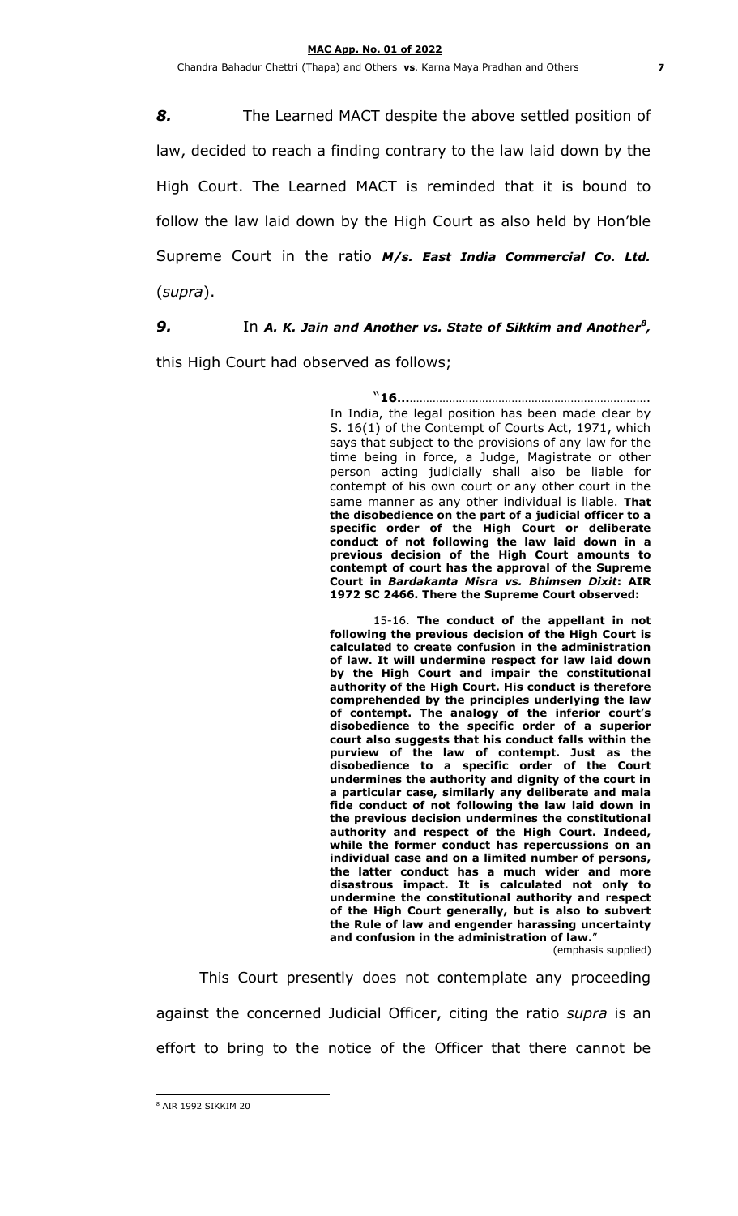***8.*** The Learned MACT despite the above settled position of law, decided to reach a finding contrary to the law laid down by the High Court. The Learned MACT is reminded that it is bound to follow the law laid down by the High Court as also held by Hon'ble Supreme Court in the ratio ***M/s. East India Commercial Co. Ld.*** (*supra*).

***9.*** In ***A. K. Jain and Another vs. State of Sikkim and Another***[8], this High Court had observed as follows;

> "**16...**……………………………………………………………….
> In India, the legal position has been made clear by S. 16(1) of the Contempt of Courts Act, 1971, which says that subject to the provisions of any law for the time being in force, a Judge, Magistrate or other person acting judicially shall also be liable for contempt of his own court or any other court in the same manner as any other individual is liable. **That the disobedience on the part of a judicial officer to a specific order of the High Court or deliberate conduct of not following the law laid down in a previous decision of the High Court amounts to contempt of court has the approval of the Supreme Court in *Bardakanta Misra vs. Bhimsen Dixit*: AIR 1972 SC 2466. There the Supreme Court observed:**
>
> 15-16. **The conduct of the appellant in not following the previous decision of the High Court is calculated to create confusion in the administration of law. It will undermine respect for law laid down by the High Court and impair the constitutional authority of the High Court. His conduct is therefore comprehended by the principles underlying the law of contempt. The analogy of the inferior court's disobedience to the specific order of a superior court also suggests that his conduct falls within the purview of the law of contempt. Just as the disobedience to a specific order of the Court undermines the authority and dignity of the court in a particular case, similarly any deliberate and mala fide conduct of not following the law laid down in the previous decision undermines the constitutional authority and respect of the High Court. Indeed, while the former conduct has repercussions on an individual case and on a limited number of persons, the latter conduct has a much wider and more disastrous impact. It is calculated not only to undermine the constitutional authority and respect of the High Court generally, but is also to subvert the Rule of law and engender harassing uncertainty and confusion in the administration of law.**"
>
> (emphasis supplied)

This Court presently does not contemplate any proceeding against the concerned Judicial Officer, citing the ratio *supra* is an effort to bring to the notice of the Officer that there cannot be

---

[8] AIR 1992 SIKKIM 20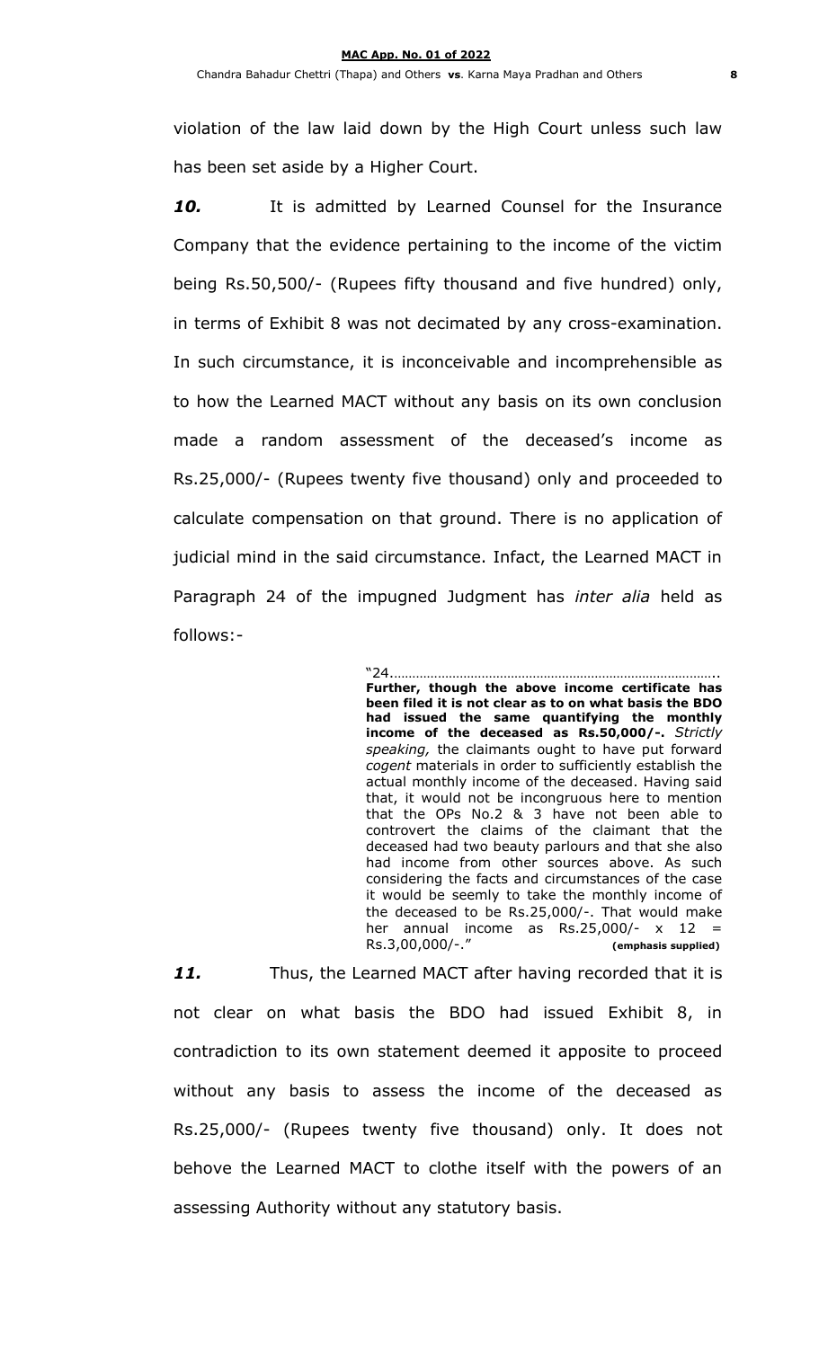violation of the law laid down by the High Court unless such law has been set aside by a Higher Court.

***10.*** It is admitted by Learned Counsel for the Insurance Company that the evidence pertaining to the income of the victim being Rs.50,500/- (Rupees fifty thousand and five hundred) only, in terms of Exhibit 8 was not decimated by any cross-examination. In such circumstance, it is inconceivable and incomprehensible as to how the Learned MACT without any basis on its own conclusion made a random assessment of the deceased's income as Rs.25,000/- (Rupees twenty five thousand) only and proceeded to calculate compensation on that ground. There is no application of judicial mind in the said circumstance. Infact, the Learned MACT in Paragraph 24 of the impugned Judgment has *inter alia* held as follows:-

> "24.…………………………………………………………………………….. **Further, though the above income certificate has been filed it is not clear as to on what basis the BDO had issued the same quantifying the monthly income of the deceased as Rs.50,000/-.** *Strictly speaking,* the claimants ought to have put forward *cogent* materials in order to sufficiently establish the actual monthly income of the deceased. Having said that, it would not be incongruous here to mention that the OPs No.2 & 3 have not been able to controvert the claims of the claimant that the deceased had two beauty parlours and that she also had income from other sources above. As such considering the facts and circumstances of the case it would be seemly to take the monthly income of the deceased to be Rs.25,000/-. That would make her annual income as Rs.25,000/- x 12 = Rs.3,00,000/-." **(emphasis supplied)**

***11.*** Thus, the Learned MACT after having recorded that it is not clear on what basis the BDO had issued Exhibit 8, in contradiction to its own statement deemed it apposite to proceed without any basis to assess the income of the deceased as Rs.25,000/- (Rupees twenty five thousand) only. It does not behove the Learned MACT to clothe itself with the powers of an assessing Authority without any statutory basis.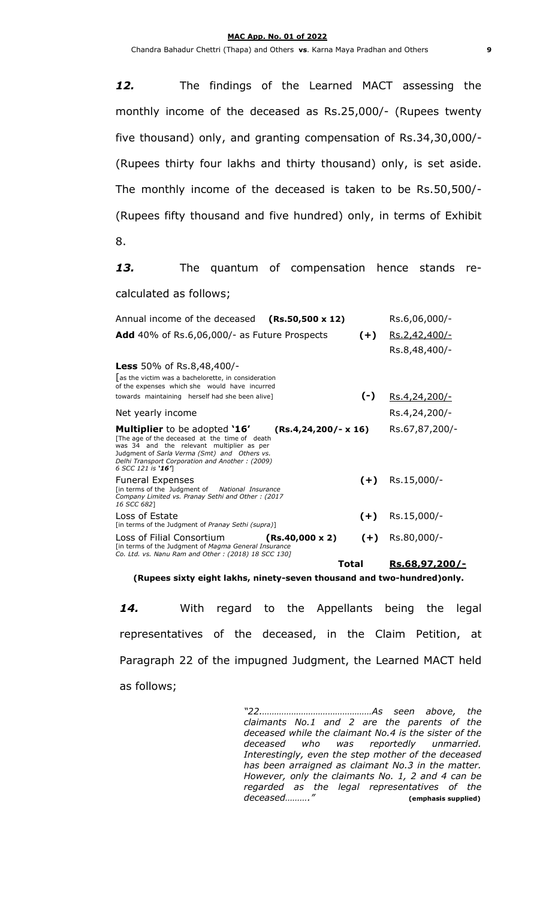***12.*** The findings of the Learned MACT assessing the monthly income of the deceased as Rs.25,000/- (Rupees twenty five thousand) only, and granting compensation of Rs.34,30,000/- (Rupees thirty four lakhs and thirty thousand) only, is set aside. The monthly income of the deceased is taken to be Rs.50,500/- (Rupees fifty thousand and five hundred) only, in terms of Exhibit 8.

***13.*** The quantum of compensation hence stands re-calculated as follows;

| | | |
|---|---|---|
| Annual income of the deceased **(Rs.50,500 x 12)** | | Rs.6,06,000/- |
| **Add** 40% of Rs.6,06,000/- as Future Prospects | **(+)** | <u>Rs.2,42,400/-</u> |
| | | Rs.8,48,400/- |
| **Less** 50% of Rs.8,48,400/- [as the victim was a bachelorette, in consideration of the expenses which she would have incurred towards maintaining herself had she been alive] | **(-)** | <u>Rs.4,24,200/-</u> |
| Net yearly income | | Rs.4,24,200/- |
| **Multiplier** to be adopted **'16'** **(Rs.4,24,200/- x 16)** [The age of the deceased at the time of death was 34 and the relevant multiplier as per Judgment of *Sarla Verma (Smt) and Others vs. Delhi Transport Corporation and Another : (2009) 6 SCC 121* is ***'16'***] | | Rs.67,87,200/- |
| Funeral Expenses [in terms of the Judgment of *National Insurance Company Limited vs. Pranay Sethi and Other : (2017 16 SCC 682*] | **(+)** | Rs.15,000/- |
| Loss of Estate [in terms of the Judgment of *Pranay Sethi (supra)*] | **(+)** | Rs.15,000/- |
| Loss of Filial Consortium **(Rs.40,000 x 2)** [in terms of the Judgment of *Magma General Insurance Co. Ltd. vs. Nanu Ram and Other : (2018) 18 SCC 130*] | **(+)** | Rs.80,000/- |
| **Total** | | **<u>Rs.68,97,200/-</u>** |

**(Rupees sixty eight lakhs, ninety-seven thousand and two-hundred)only.**

***14.*** With regard to the Appellants being the legal representatives of the deceased, in the Claim Petition, at Paragraph 22 of the impugned Judgment, the Learned MACT held as follows;

> *"22..........................................As seen above, the claimants No.1 and 2 are the parents of the deceased while the claimant No.4 is the sister of the deceased who was reportedly unmarried. Interestingly, even the step mother of the deceased has been arraigned as claimant No.3 in the matter. However, only the claimants No. 1, 2 and 4 can be regarded as the legal representatives of the deceased………."* **(emphasis supplied)**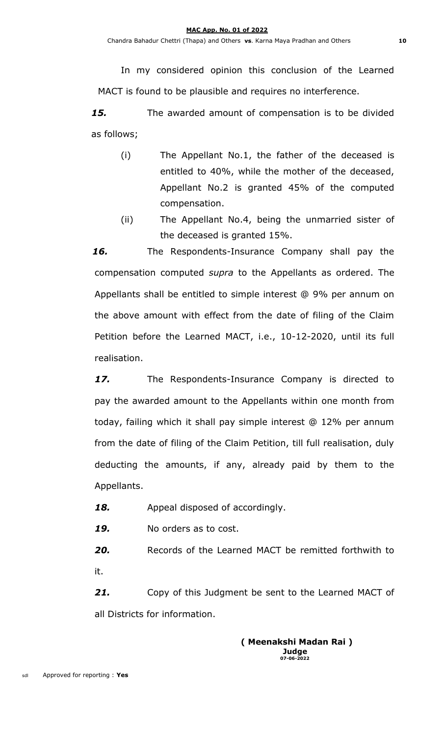In my considered opinion this conclusion of the Learned MACT is found to be plausible and requires no interference.

***15.*** The awarded amount of compensation is to be divided as follows;

(i) The Appellant No.1, the father of the deceased is entitled to 40%, while the mother of the deceased, Appellant No.2 is granted 45% of the computed compensation.

(ii) The Appellant No.4, being the unmarried sister of the deceased is granted 15%.

***16.*** The Respondents-Insurance Company shall pay the compensation computed *supra* to the Appellants as ordered. The Appellants shall be entitled to simple interest @ 9% per annum on the above amount with effect from the date of filing of the Claim Petition before the Learned MACT, i.e., 10-12-2020, until its full realisation.

***17.*** The Respondents-Insurance Company is directed to pay the awarded amount to the Appellants within one month from today, failing which it shall pay simple interest @ 12% per annum from the date of filing of the Claim Petition, till full realisation, duly deducting the amounts, if any, already paid by them to the Appellants.

***18.*** Appeal disposed of accordingly.

***19.*** No orders as to cost.

***20.*** Records of the Learned MACT be remitted forthwith to it.

***21.*** Copy of this Judgment be sent to the Learned MACT of all Districts for information.

**( Meenakshi Madan Rai )**
**Judge**
**07-06-2022**

sdl Approved for reporting : **Yes**